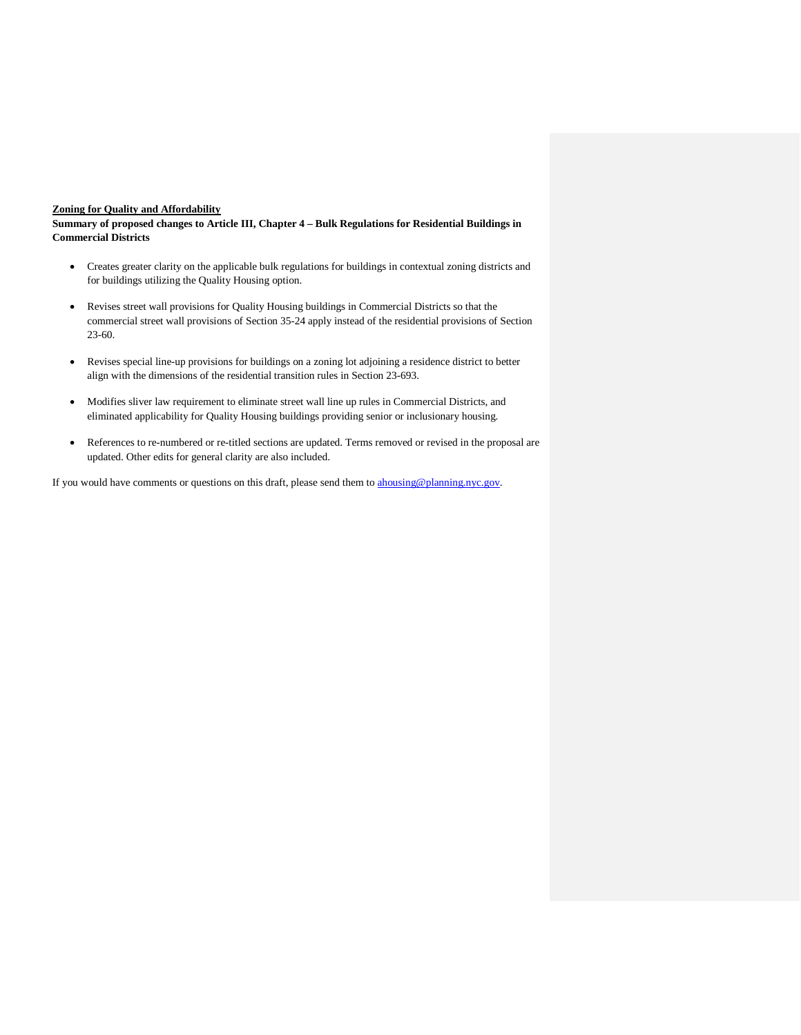**Zoning for Quality and Affordability**

**Summary of proposed changes to Article III, Chapter 4 – Bulk Regulations for Residential Buildings in Commercial Districts**

- Creates greater clarity on the applicable bulk regulations for buildings in contextual zoning districts and for buildings utilizing the Quality Housing option.
- Revises street wall provisions for Quality Housing buildings in Commercial Districts so that the commercial street wall provisions of Section 35-24 apply instead of the residential provisions of Section 23-60.
- Revises special line-up provisions for buildings on a zoning lot adjoining a residence district to better align with the dimensions of the residential transition rules in Section 23-693.
- Modifies sliver law requirement to eliminate street wall line up rules in Commercial Districts, and eliminated applicability for Quality Housing buildings providing senior or inclusionary housing.
- References to re-numbered or re-titled sections are updated. Terms removed or revised in the proposal are updated. Other edits for general clarity are also included.

If you would have comments or questions on this draft, please send them to [ahousing@planning.nyc.gov](mailto:ahousing@planning.nyc.gov).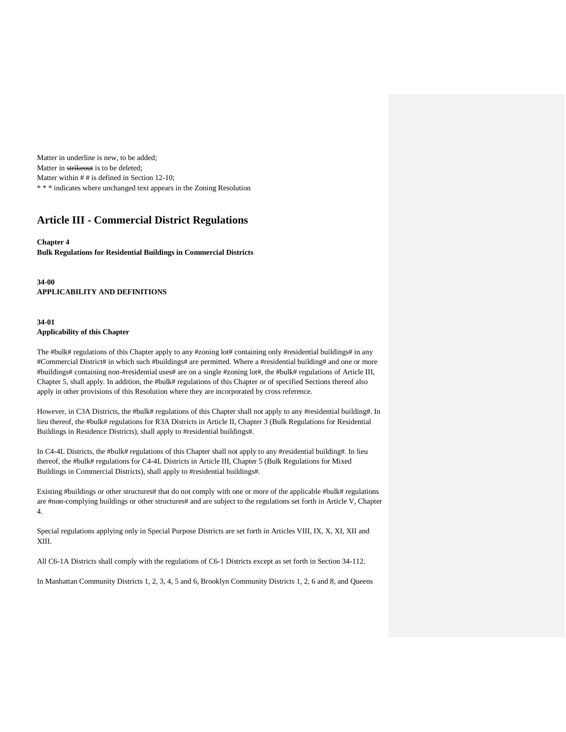Matter in underline is new, to be added;
Matter in ~~strikeout~~ is to be deleted;
Matter within # # is defined in Section 12-10;
* * * indicates where unchanged text appears in the Zoning Resolution

# Article III - Commercial District Regulations

**Chapter 4**
**Bulk Regulations for Residential Buildings in Commercial Districts**

**34-00**
**APPLICABILITY AND DEFINITIONS**

**34-01**
**Applicability of this Chapter**

The #bulk# regulations of this Chapter apply to any #zoning lot# containing only #residential buildings# in any #Commercial District# in which such #buildings# are permitted. Where a #residential building# and one or more #buildings# containing non-#residential uses# are on a single #zoning lot#, the #bulk# regulations of Article III, Chapter 5, shall apply. In addition, the #bulk# regulations of this Chapter or of specified Sections thereof also apply in other provisions of this Resolution where they are incorporated by cross reference.

However, in C3A Districts, the #bulk# regulations of this Chapter shall not apply to any #residential building#. In lieu thereof, the #bulk# regulations for R3A Districts in Article II, Chapter 3 (Bulk Regulations for Residential Buildings in Residence Districts), shall apply to #residential buildings#.

In C4-4L Districts, the #bulk# regulations of this Chapter shall not apply to any #residential building#. In lieu thereof, the #bulk# regulations for C4-4L Districts in Article III, Chapter 5 (Bulk Regulations for Mixed Buildings in Commercial Districts), shall apply to #residential buildings#.

Existing #buildings or other structures# that do not comply with one or more of the applicable #bulk# regulations are #non-complying buildings or other structures# and are subject to the regulations set forth in Article V, Chapter 4.

Special regulations applying only in Special Purpose Districts are set forth in Articles VIII, IX, X, XI, XII and XIII.

All C6-1A Districts shall comply with the regulations of C6-1 Districts except as set forth in Section 34-112.

In Manhattan Community Districts 1, 2, 3, 4, 5 and 6, Brooklyn Community Districts 1, 2, 6 and 8, and Queens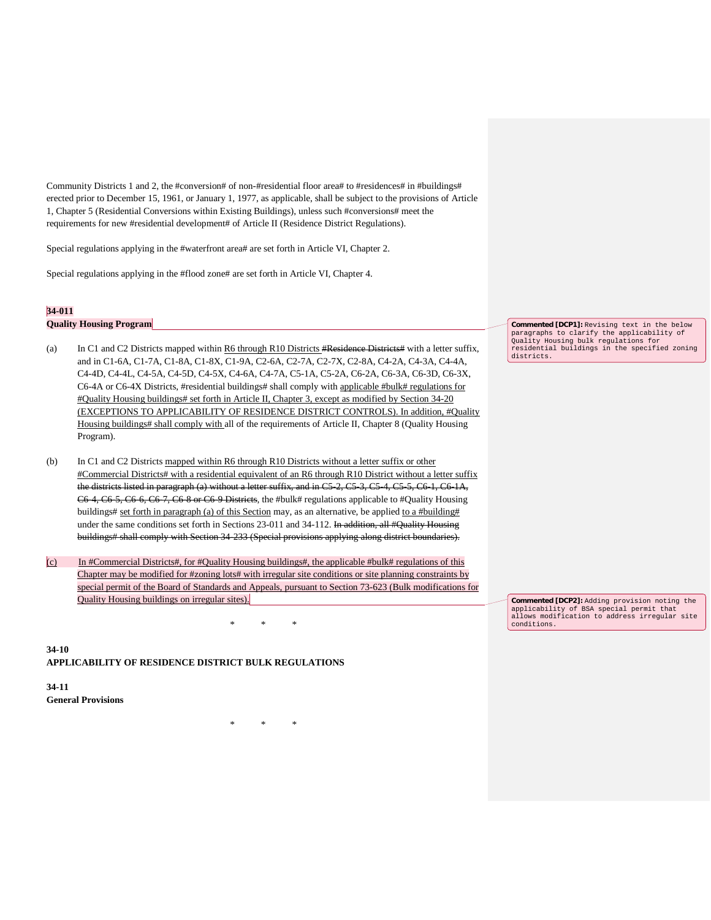Community Districts 1 and 2, the #conversion# of non-#residential floor area# to #residences# in #buildings# erected prior to December 15, 1961, or January 1, 1977, as applicable, shall be subject to the provisions of Article 1, Chapter 5 (Residential Conversions within Existing Buildings), unless such #conversions# meet the requirements for new #residential development# of Article II (Residence District Regulations).

Special regulations applying in the #waterfront area# are set forth in Article VI, Chapter 2.

Special regulations applying in the #flood zone# are set forth in Article VI, Chapter 4.

**34-011**
**Quality Housing Program**

> Commented [DCP1]: Revising text in the below paragraphs to clarify the applicability of Quality Housing bulk regulations for residential buildings in the specified zoning districts.

(a) In C1 and C2 Districts mapped within R6 through R10 Districts ~~#Residence Districts#~~ with a letter suffix, and in C1-6A, C1-7A, C1-8A, C1-8X, C1-9A, C2-6A, C2-7A, C2-7X, C2-8A, C4-2A, C4-3A, C4-4A, C4-4D, C4-4L, C4-5A, C4-5D, C4-5X, C4-6A, C4-7A, C5-1A, C5-2A, C6-2A, C6-3A, C6-3D, C6-3X, C6-4A or C6-4X Districts, #residential buildings# shall comply with applicable #bulk# regulations for #Quality Housing buildings# set forth in Article II, Chapter 3, except as modified by Section 34-20 (EXCEPTIONS TO APPLICABILITY OF RESIDENCE DISTRICT CONTROLS). In addition, #Quality Housing buildings# shall comply with all of the requirements of Article II, Chapter 8 (Quality Housing Program).

(b) In C1 and C2 Districts mapped within R6 through R10 Districts without a letter suffix or other #Commercial Districts# with a residential equivalent of an R6 through R10 District without a letter suffix ~~the districts listed in paragraph (a) without a letter suffix, and in C5-2, C5-3, C5-4, C5-5, C6-1, C6-1A, C6-4, C6-5, C6-6, C6-7, C6-8 or C6-9 Districts~~, the #bulk# regulations applicable to #Quality Housing buildings# set forth in paragraph (a) of this Section may, as an alternative, be applied to a #building# under the same conditions set forth in Sections 23-011 and 34-112. ~~In addition, all #Quality Housing buildings# shall comply with Section 34-233 (Special provisions applying along district boundaries).~~

(c) In #Commercial Districts#, for #Quality Housing buildings#, the applicable #bulk# regulations of this Chapter may be modified for #zoning lots# with irregular site conditions or site planning constraints by special permit of the Board of Standards and Appeals, pursuant to Section 73-623 (Bulk modifications for Quality Housing buildings on irregular sites).

> Commented [DCP2]: Adding provision noting the applicability of BSA special permit that allows modification to address irregular site conditions.

\* \* \*

**34-10**
**APPLICABILITY OF RESIDENCE DISTRICT BULK REGULATIONS**

**34-11**
**General Provisions**

\* \* \*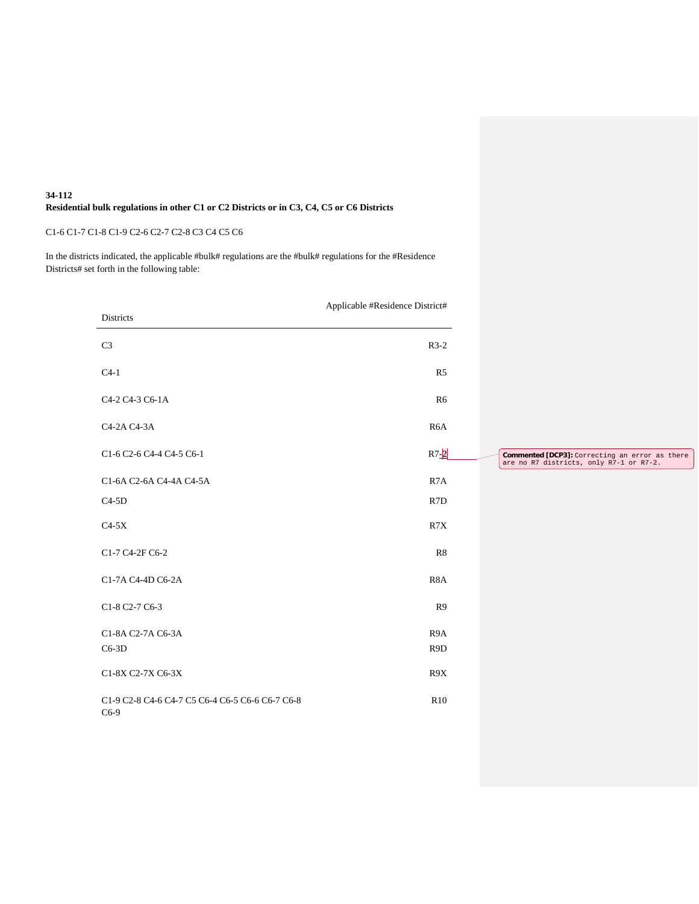### 34-112
### Residential bulk regulations in other C1 or C2 Districts or in C3, C4, C5 or C6 Districts

C1-6 C1-7 C1-8 C1-9 C2-6 C2-7 C2-8 C3 C4 C5 C6

In the districts indicated, the applicable #bulk# regulations are the #bulk# regulations for the #Residence Districts# set forth in the following table:

| Districts | Applicable #Residence District# |
|---|---|
| C3 | R3-2 |
| C4-1 | R5 |
| C4-2 C4-3 C6-1A | R6 |
| C4-2A C4-3A | R6A |
| C1-6 C2-6 C4-4 C4-5 C6-1 | R7-2 |
| C1-6A C2-6A C4-4A C4-5A | R7A |
| C4-5D | R7D |
| C4-5X | R7X |
| C1-7 C4-2F C6-2 | R8 |
| C1-7A C4-4D C6-2A | R8A |
| C1-8 C2-7 C6-3 | R9 |
| C1-8A C2-7A C6-3A | R9A |
| C6-3D | R9D |
| C1-8X C2-7X C6-3X | R9X |
| C1-9 C2-8 C4-6 C4-7 C5 C6-4 C6-5 C6-6 C6-7 C6-8 C6-9 | R10 |

Commented [DCP3]: Correcting an error as there are no R7 districts, only R7-1 or R7-2.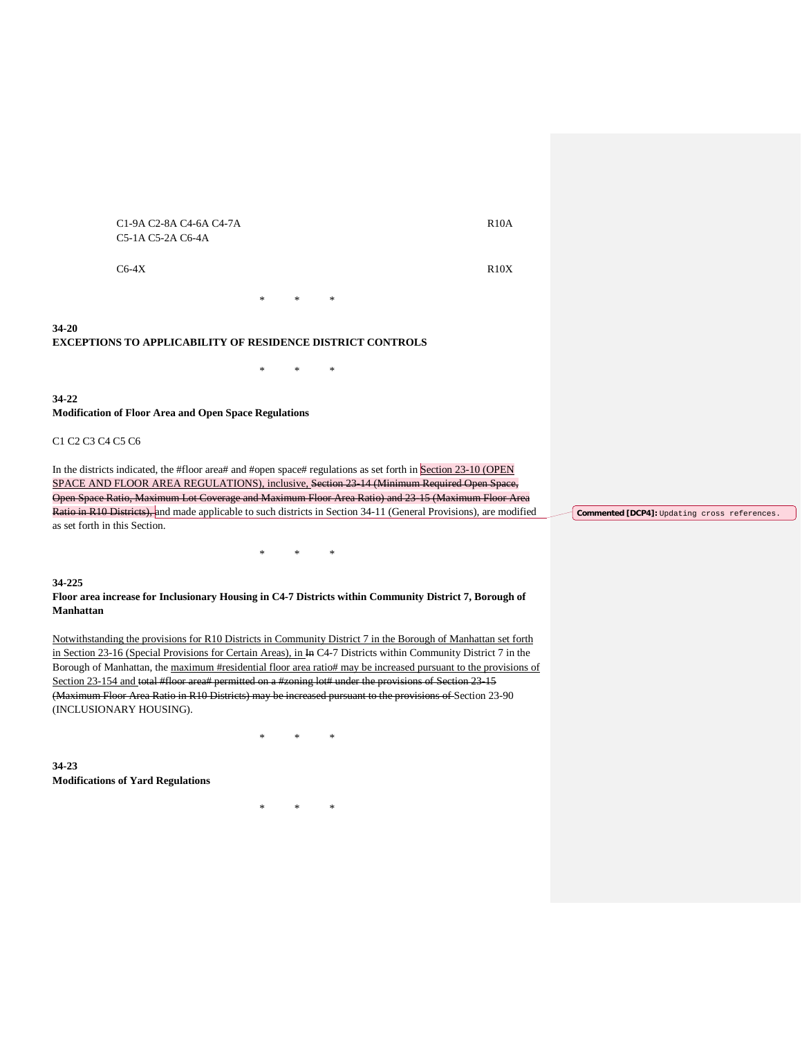| | |
|---|---|
| C1-9A C2-8A C4-6A C4-7A C5-1A C5-2A C6-4A | R10A |
| C6-4X | R10X |

\*     \*     \*

**34-20**
**EXCEPTIONS TO APPLICABILITY OF RESIDENCE DISTRICT CONTROLS**

\*     \*     \*

**34-22**
**Modification of Floor Area and Open Space Regulations**

C1 C2 C3 C4 C5 C6

In the districts indicated, the #floor area# and #open space# regulations as set forth in <u>Section 23-10 (OPEN SPACE AND FLOOR AREA REGULATIONS), inclusive,</u> ~~Section 23-14 (Minimum Required Open Space, Open Space Ratio, Maximum Lot Coverage and Maximum Floor Area Ratio) and 23-15 (Maximum Floor Area Ratio in R10 Districts),~~ and made applicable to such districts in Section 34-11 (General Provisions), are modified as set forth in this Section.

Commented [DCP4]: Updating cross references.

\*     \*     \*

**34-225**
**Floor area increase for Inclusionary Housing in C4-7 Districts within Community District 7, Borough of Manhattan**

<u>Notwithstanding the provisions for R10 Districts in Community District 7 in the Borough of Manhattan set forth in Section 23-16 (Special Provisions for Certain Areas), in</u> ~~In~~ C4-7 Districts within Community District 7 in the Borough of Manhattan, the <u>maximum #residential floor area ratio# may be increased pursuant to the provisions of Section 23-154 and</u> ~~total #floor area# permitted on a #zoning lot# under the provisions of Section 23-15 (Maximum Floor Area Ratio in R10 Districts) may be increased pursuant to the provisions of~~ Section 23-90 (INCLUSIONARY HOUSING).

\*     \*     \*

**34-23**
**Modifications of Yard Regulations**

\*     \*     \*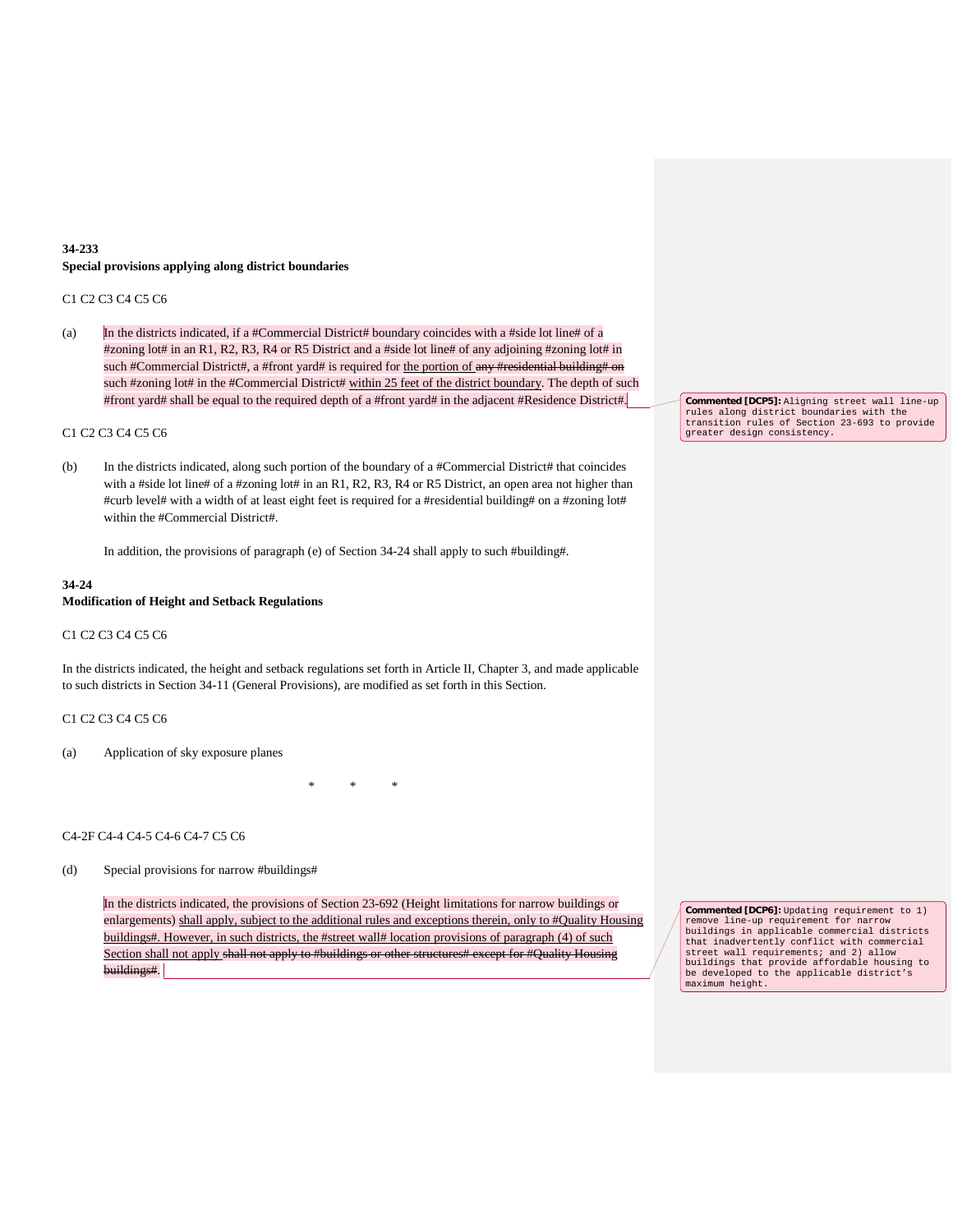**34-233**
**Special provisions applying along district boundaries**

C1 C2 C3 C4 C5 C6

(a) In the districts indicated, if a #Commercial District# boundary coincides with a #side lot line# of a #zoning lot# in an R1, R2, R3, R4 or R5 District and a #side lot line# of any adjoining #zoning lot# in such #Commercial District#, a #front yard# is required for the portion of ~~any #residential building# on~~ such #zoning lot# in the #Commercial District# within 25 feet of the district boundary. The depth of such #front yard# shall be equal to the required depth of a #front yard# in the adjacent #Residence District#.

> **Commented [DCP5]:** Aligning street wall line-up rules along district boundaries with the transition rules of Section 23-693 to provide greater design consistency.

C1 C2 C3 C4 C5 C6

(b) In the districts indicated, along such portion of the boundary of a #Commercial District# that coincides with a #side lot line# of a #zoning lot# in an R1, R2, R3, R4 or R5 District, an open area not higher than #curb level# with a width of at least eight feet is required for a #residential building# on a #zoning lot# within the #Commercial District#.

In addition, the provisions of paragraph (e) of Section 34-24 shall apply to such #building#.

**34-24**
**Modification of Height and Setback Regulations**

C1 C2 C3 C4 C5 C6

In the districts indicated, the height and setback regulations set forth in Article II, Chapter 3, and made applicable to such districts in Section 34-11 (General Provisions), are modified as set forth in this Section.

C1 C2 C3 C4 C5 C6

(a) Application of sky exposure planes

\* \* \*

C4-2F C4-4 C4-5 C4-6 C4-7 C5 C6

(d) Special provisions for narrow #buildings#

In the districts indicated, the provisions of Section 23-692 (Height limitations for narrow buildings or enlargements) shall apply, subject to the additional rules and exceptions therein, only to #Quality Housing buildings#. However, in such districts, the #street wall# location provisions of paragraph (4) of such Section shall not apply ~~shall not apply to #buildings or other structures# except for #Quality Housing buildings#~~.

> **Commented [DCP6]:** Updating requirement to 1) remove line-up requirement for narrow buildings in applicable commercial districts that inadvertently conflict with commercial street wall requirements; and 2) allow buildings that provide affordable housing to be developed to the applicable district's maximum height.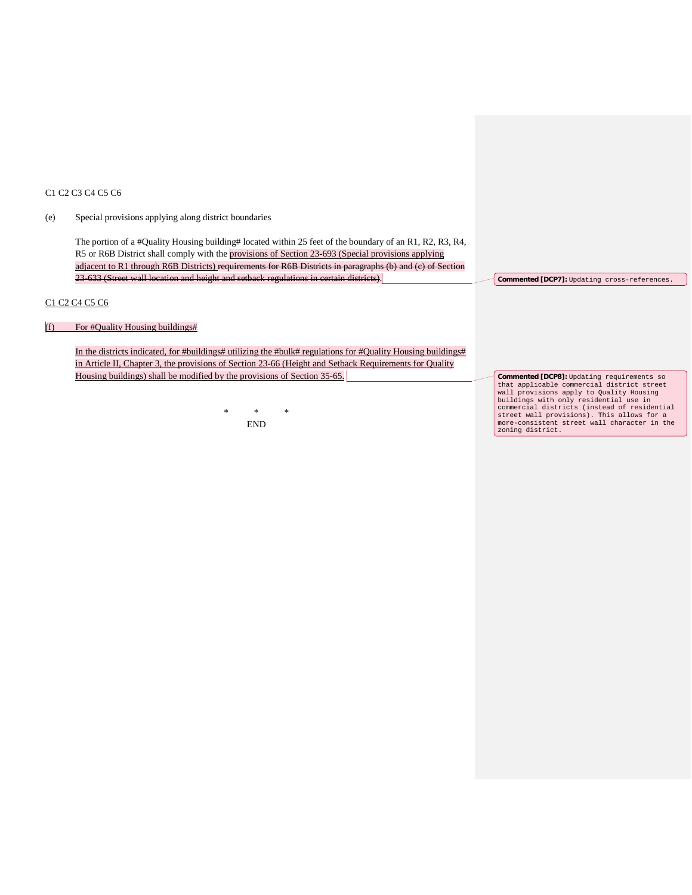C1 C2 C3 C4 C5 C6

(e) Special provisions applying along district boundaries

The portion of a #Quality Housing building# located within 25 feet of the boundary of an R1, R2, R3, R4, R5 or R6B District shall comply with the provisions of Section 23-693 (Special provisions applying adjacent to R1 through R6B Districts) ~~requirements for R6B Districts in paragraphs (b) and (c) of Section 23-633 (Street wall location and height and setback regulations in certain districts)~~.

**Commented [DCP7]:** Updating cross-references.

C1 C2 C4 C5 C6

(f) For #Quality Housing buildings#

In the districts indicated, for #buildings# utilizing the #bulk# regulations for #Quality Housing buildings# in Article II, Chapter 3, the provisions of Section 23-66 (Height and Setback Requirements for Quality Housing buildings) shall be modified by the provisions of Section 35-65.

**Commented [DCP8]:** Updating requirements so that applicable commercial district street wall provisions apply to Quality Housing buildings with only residential use in commercial districts (instead of residential street wall provisions). This allows for a more-consistent street wall character in the zoning district.

\* \* \*

END